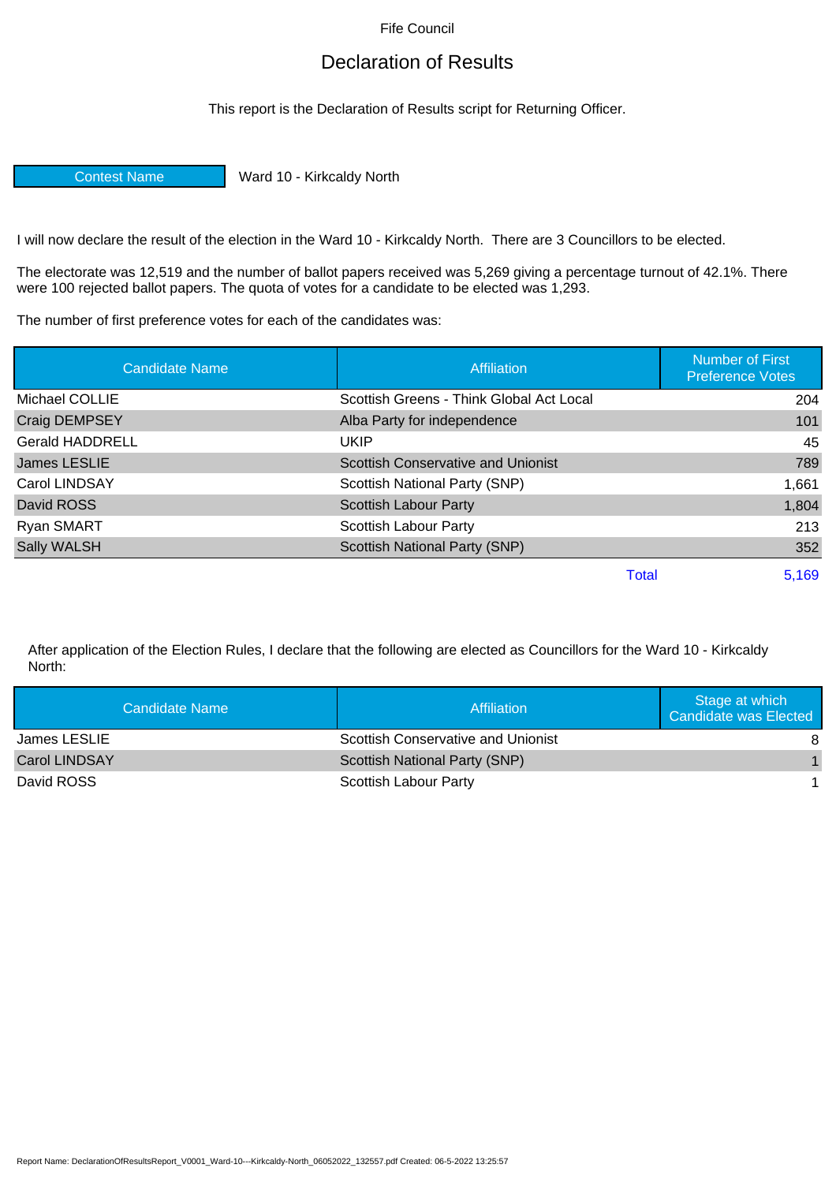Fife Council

# Declaration of Results

This report is the Declaration of Results script for Returning Officer.

| Contest Name | Ward 10 - Kirkcaldy North |
|---|---|

I will now declare the result of the election in the Ward 10 - Kirkcaldy North. There are 3 Councillors to be elected.

The electorate was 12,519 and the number of ballot papers received was 5,269 giving a percentage turnout of 42.1%. There were 100 rejected ballot papers. The quota of votes for a candidate to be elected was 1,293.

The number of first preference votes for each of the candidates was:

| Candidate Name | Affiliation | Number of First Preference Votes |
|---|---|---|
| Michael COLLIE | Scottish Greens - Think Global Act Local | 204 |
| Craig DEMPSEY | Alba Party for independence | 101 |
| Gerald HADDRELL | UKIP | 45 |
| James LESLIE | Scottish Conservative and Unionist | 789 |
| Carol LINDSAY | Scottish National Party (SNP) | 1,661 |
| David ROSS | Scottish Labour Party | 1,804 |
| Ryan SMART | Scottish Labour Party | 213 |
| Sally WALSH | Scottish National Party (SNP) | 352 |
| | Total | 5,169 |

After application of the Election Rules, I declare that the following are elected as Councillors for the Ward 10 - Kirkcaldy North:

| Candidate Name | Affiliation | Stage at which Candidate was Elected |
|---|---|---|
| James LESLIE | Scottish Conservative and Unionist | 8 |
| Carol LINDSAY | Scottish National Party (SNP) | 1 |
| David ROSS | Scottish Labour Party | 1 |

Report Name: DeclarationOfResultsReport_V0001_Ward-10---Kirkcaldy-North_06052022_132557.pdf Created: 06-5-2022 13:25:57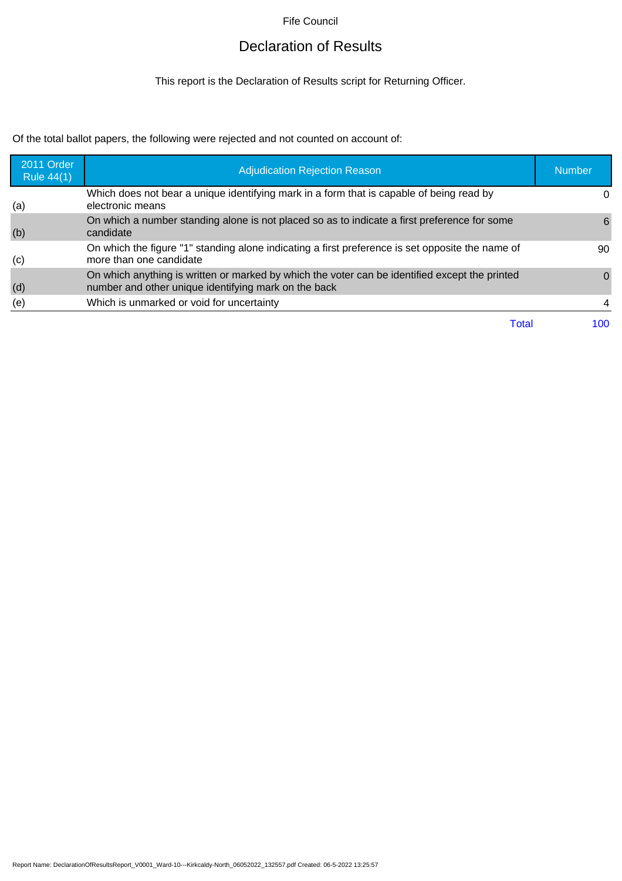Fife Council

# Declaration of Results

This report is the Declaration of Results script for Returning Officer.

Of the total ballot papers, the following were rejected and not counted on account of:

| 2011 Order Rule 44(1) | Adjudication Rejection Reason | Number |
|---|---|---|
| (a) | Which does not bear a unique identifying mark in a form that is capable of being read by electronic means | 0 |
| (b) | On which a number standing alone is not placed so as to indicate a first preference for some candidate | 6 |
| (c) | On which the figure "1" standing alone indicating a first preference is set opposite the name of more than one candidate | 90 |
| (d) | On which anything is written or marked by which the voter can be identified except the printed number and other unique identifying mark on the back | 0 |
| (e) | Which is unmarked or void for uncertainty | 4 |
| | Total | 100 |

Report Name: DeclarationOfResultsReport_V0001_Ward-10---Kirkcaldy-North_06052022_132557.pdf Created: 06-5-2022 13:25:57